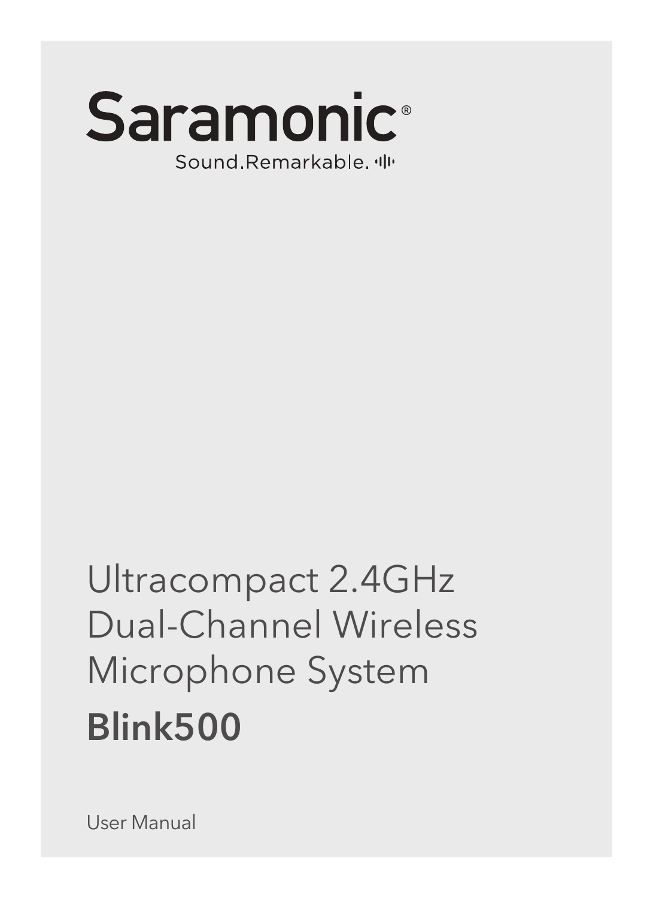Saramonic®

Sound.Remarkable.

# Ultracompact 2.4GHz Dual-Channel Wireless Microphone System

## Blink500

User Manual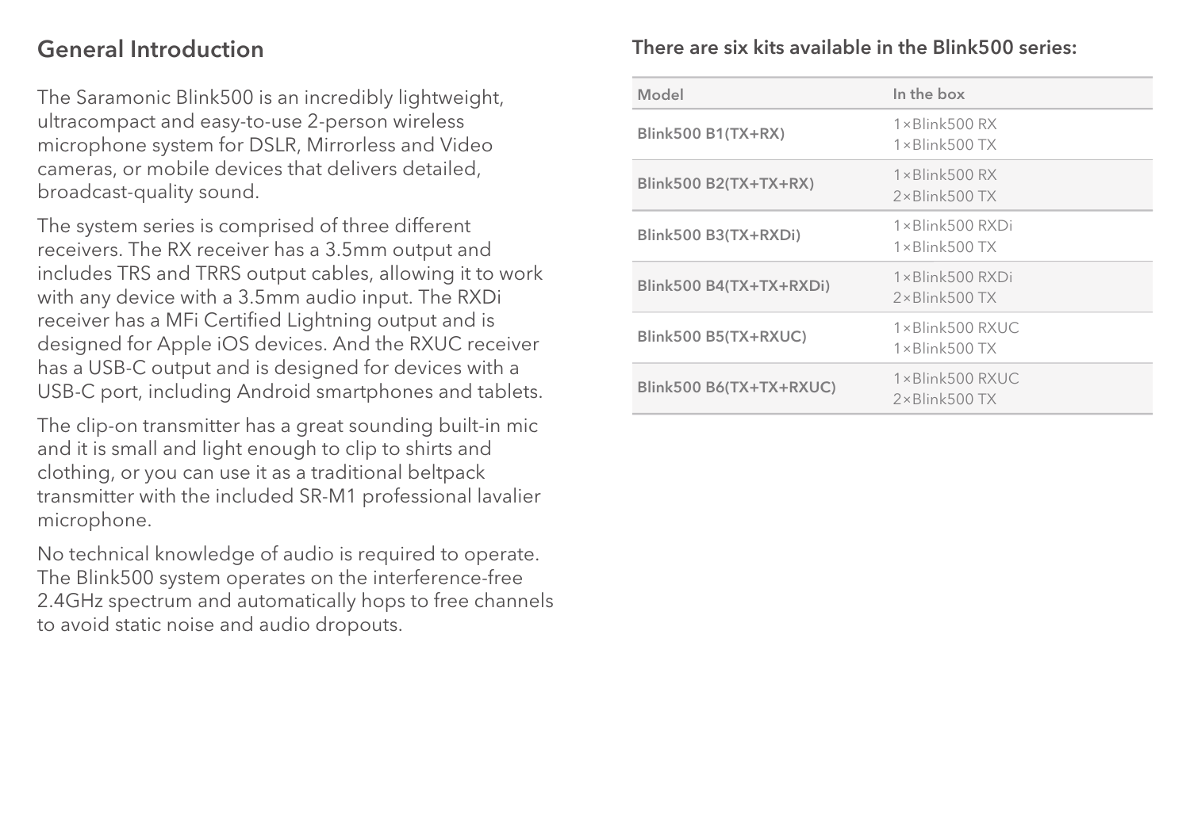## General Introduction

The Saramonic Blink500 is an incredibly lightweight, ultracompact and easy-to-use 2-person wireless microphone system for DSLR, Mirrorless and Video cameras, or mobile devices that delivers detailed, broadcast-quality sound.

The system series is comprised of three different receivers. The RX receiver has a 3.5mm output and includes TRS and TRRS output cables, allowing it to work with any device with a 3.5mm audio input. The RXDi receiver has a MFi Certified Lightning output and is designed for Apple iOS devices. And the RXUC receiver has a USB-C output and is designed for devices with a USB-C port, including Android smartphones and tablets.

The clip-on transmitter has a great sounding built-in mic and it is small and light enough to clip to shirts and clothing, or you can use it as a traditional beltpack transmitter with the included SR-M1 professional lavalier microphone.

No technical knowledge of audio is required to operate. The Blink500 system operates on the interference-free 2.4GHz spectrum and automatically hops to free channels to avoid static noise and audio dropouts.

### There are six kits available in the Blink500 series:

| Model | In the box |
| --- | --- |
| Blink500 B1(TX+RX) | 1×Blink500 RX<br>1×Blink500 TX |
| Blink500 B2(TX+TX+RX) | 1×Blink500 RX<br>2×Blink500 TX |
| Blink500 B3(TX+RXDi) | 1×Blink500 RXDi<br>1×Blink500 TX |
| Blink500 B4(TX+TX+RXDi) | 1×Blink500 RXDi<br>2×Blink500 TX |
| Blink500 B5(TX+RXUC) | 1×Blink500 RXUC<br>1×Blink500 TX |
| Blink500 B6(TX+TX+RXUC) | 1×Blink500 RXUC<br>2×Blink500 TX |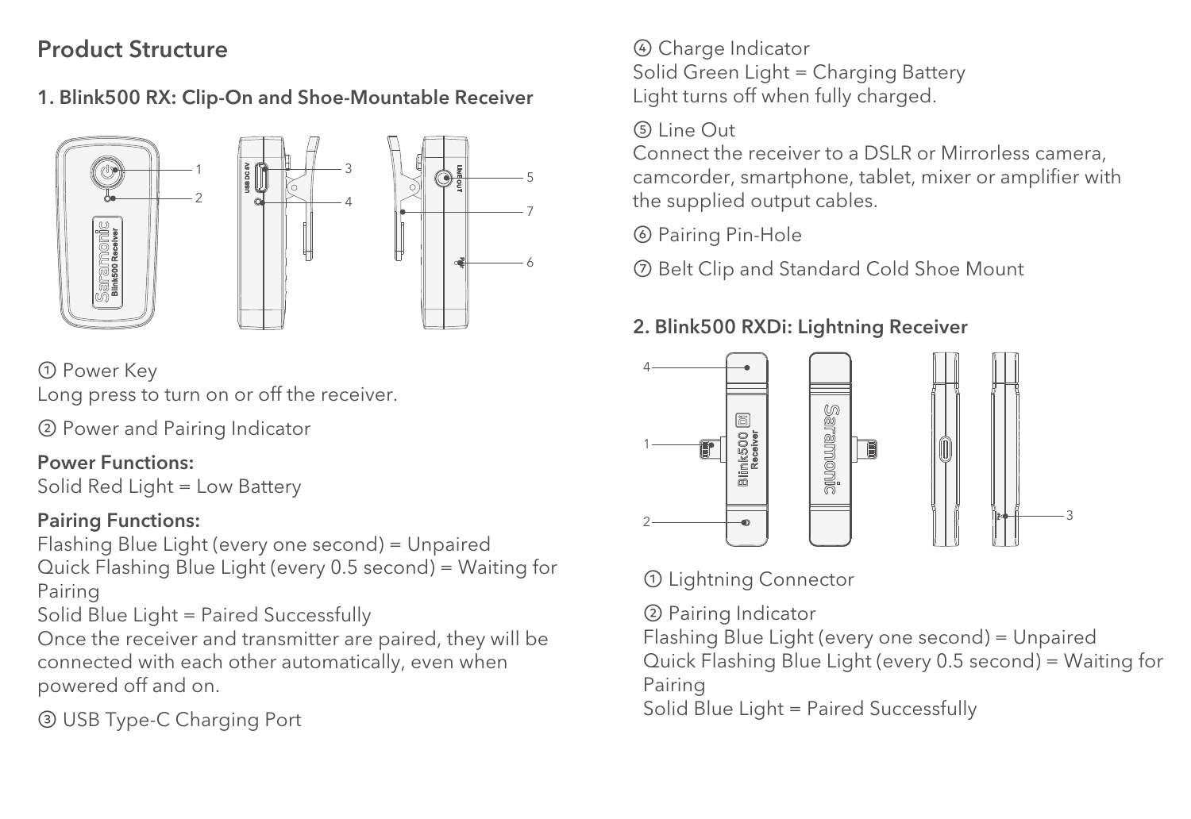## Product Structure

### 1. Blink500 RX: Clip-On and Shoe-Mountable Receiver

① Power Key
Long press to turn on or off the receiver.

② Power and Pairing Indicator

**Power Functions:**
Solid Red Light = Low Battery

**Pairing Functions:**
Flashing Blue Light (every one second) = Unpaired
Quick Flashing Blue Light (every 0.5 second) = Waiting for Pairing
Solid Blue Light = Paired Successfully
Once the receiver and transmitter are paired, they will be connected with each other automatically, even when powered off and on.

③ USB Type-C Charging Port

④ Charge Indicator
Solid Green Light = Charging Battery
Light turns off when fully charged.

⑤ Line Out
Connect the receiver to a DSLR or Mirrorless camera, camcorder, smartphone, tablet, mixer or amplifier with the supplied output cables.

⑥ Pairing Pin-Hole

⑦ Belt Clip and Standard Cold Shoe Mount

### 2. Blink500 RXDi: Lightning Receiver

① Lightning Connector

② Pairing Indicator
Flashing Blue Light (every one second) = Unpaired
Quick Flashing Blue Light (every 0.5 second) = Waiting for Pairing
Solid Blue Light = Paired Successfully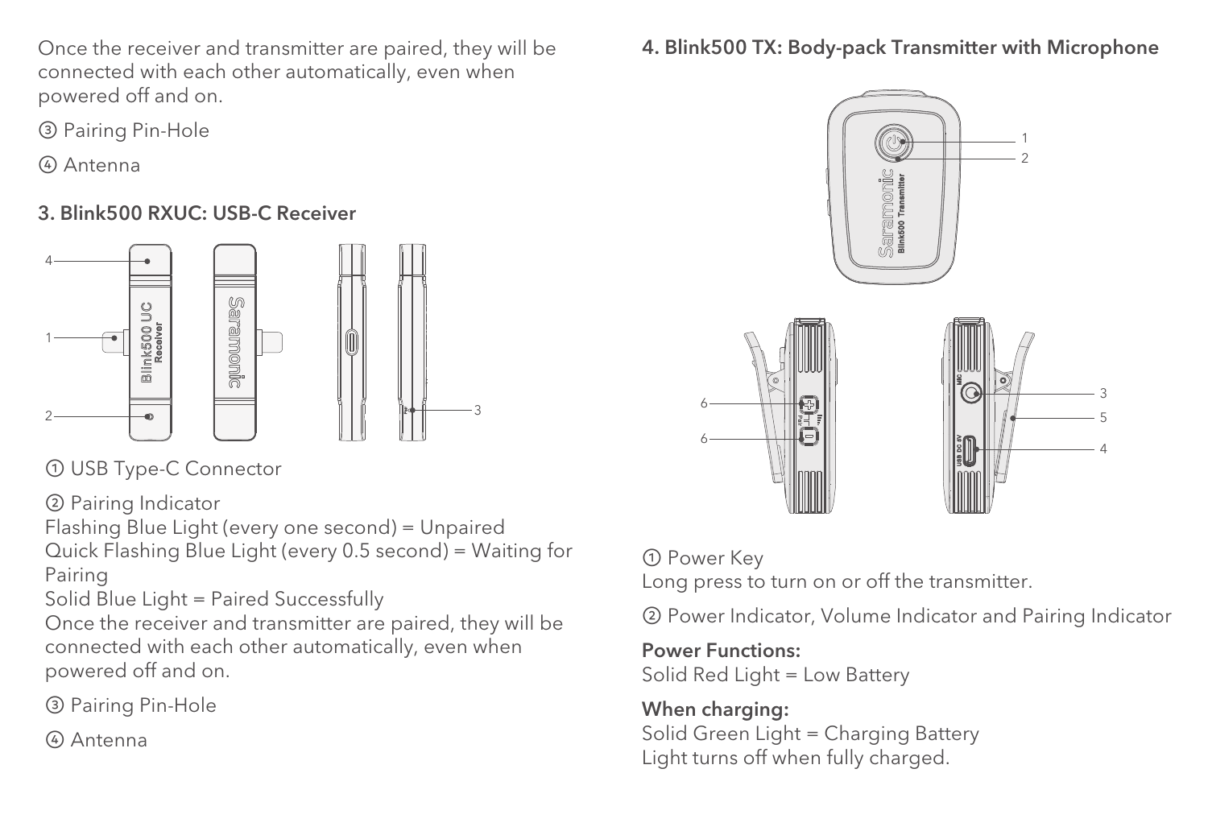Once the receiver and transmitter are paired, they will be connected with each other automatically, even when powered off and on.

③ Pairing Pin-Hole

④ Antenna

## 3. Blink500 RXUC: USB-C Receiver

① USB Type-C Connector

② Pairing Indicator
Flashing Blue Light (every one second) = Unpaired
Quick Flashing Blue Light (every 0.5 second) = Waiting for Pairing
Solid Blue Light = Paired Successfully
Once the receiver and transmitter are paired, they will be connected with each other automatically, even when powered off and on.

③ Pairing Pin-Hole

④ Antenna

## 4. Blink500 TX: Body-pack Transmitter with Microphone

① Power Key
Long press to turn on or off the transmitter.

② Power Indicator, Volume Indicator and Pairing Indicator

**Power Functions:**
Solid Red Light = Low Battery

**When charging:**
Solid Green Light = Charging Battery
Light turns off when fully charged.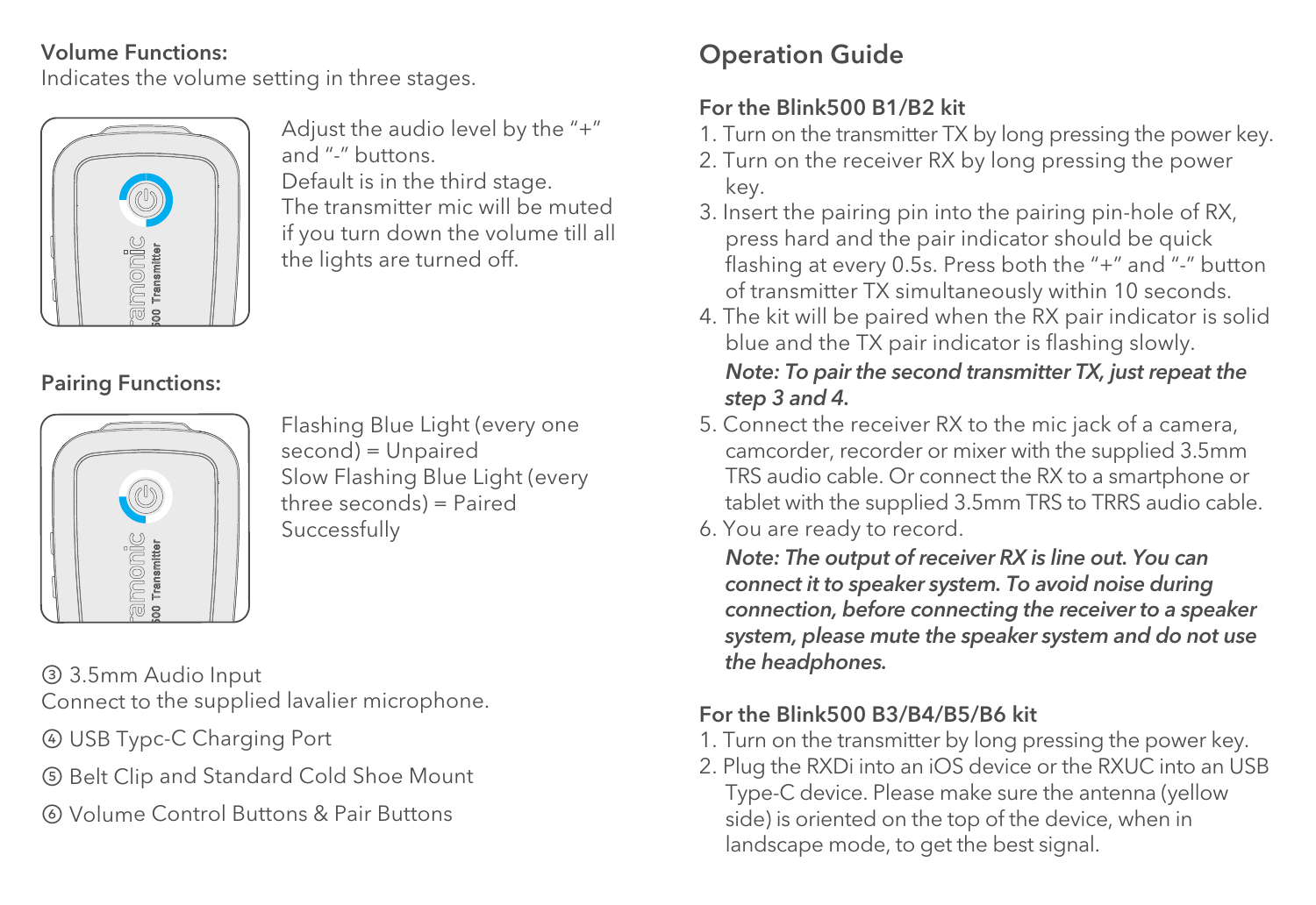**Volume Functions:**
Indicates the volume setting in three stages.

Adjust the audio level by the "+" and "-" buttons.
Default is in the third stage.
The transmitter mic will be muted if you turn down the volume till all the lights are turned off.

**Pairing Functions:**

Flashing Blue Light (every one second) = Unpaired
Slow Flashing Blue Light (every three seconds) = Paired Successfully

③ 3.5mm Audio Input
Connect to the supplied lavalier microphone.

④ USB Typc-C Charging Port

⑤ Belt Clip and Standard Cold Shoe Mount

⑥ Volume Control Buttons & Pair Buttons

## Operation Guide

**For the Blink500 B1/B2 kit**

1. Turn on the transmitter TX by long pressing the power key.
2. Turn on the receiver RX by long pressing the power key.
3. Insert the pairing pin into the pairing pin-hole of RX, press hard and the pair indicator should be quick flashing at every 0.5s. Press both the "+" and "-" button of transmitter TX simultaneously within 10 seconds.
4. The kit will be paired when the RX pair indicator is solid blue and the TX pair indicator is flashing slowly.
   ***Note: To pair the second transmitter TX, just repeat the step 3 and 4.***
5. Connect the receiver RX to the mic jack of a camera, camcorder, recorder or mixer with the supplied 3.5mm TRS audio cable. Or connect the RX to a smartphone or tablet with the supplied 3.5mm TRS to TRRS audio cable.
6. You are ready to record.
   ***Note: The output of receiver RX is line out. You can connect it to speaker system. To avoid noise during connection, before connecting the receiver to a speaker system, please mute the speaker system and do not use the headphones.***

**For the Blink500 B3/B4/B5/B6 kit**

1. Turn on the transmitter by long pressing the power key.
2. Plug the RXDi into an iOS device or the RXUC into an USB Type-C device. Please make sure the antenna (yellow side) is oriented on the top of the device, when in landscape mode, to get the best signal.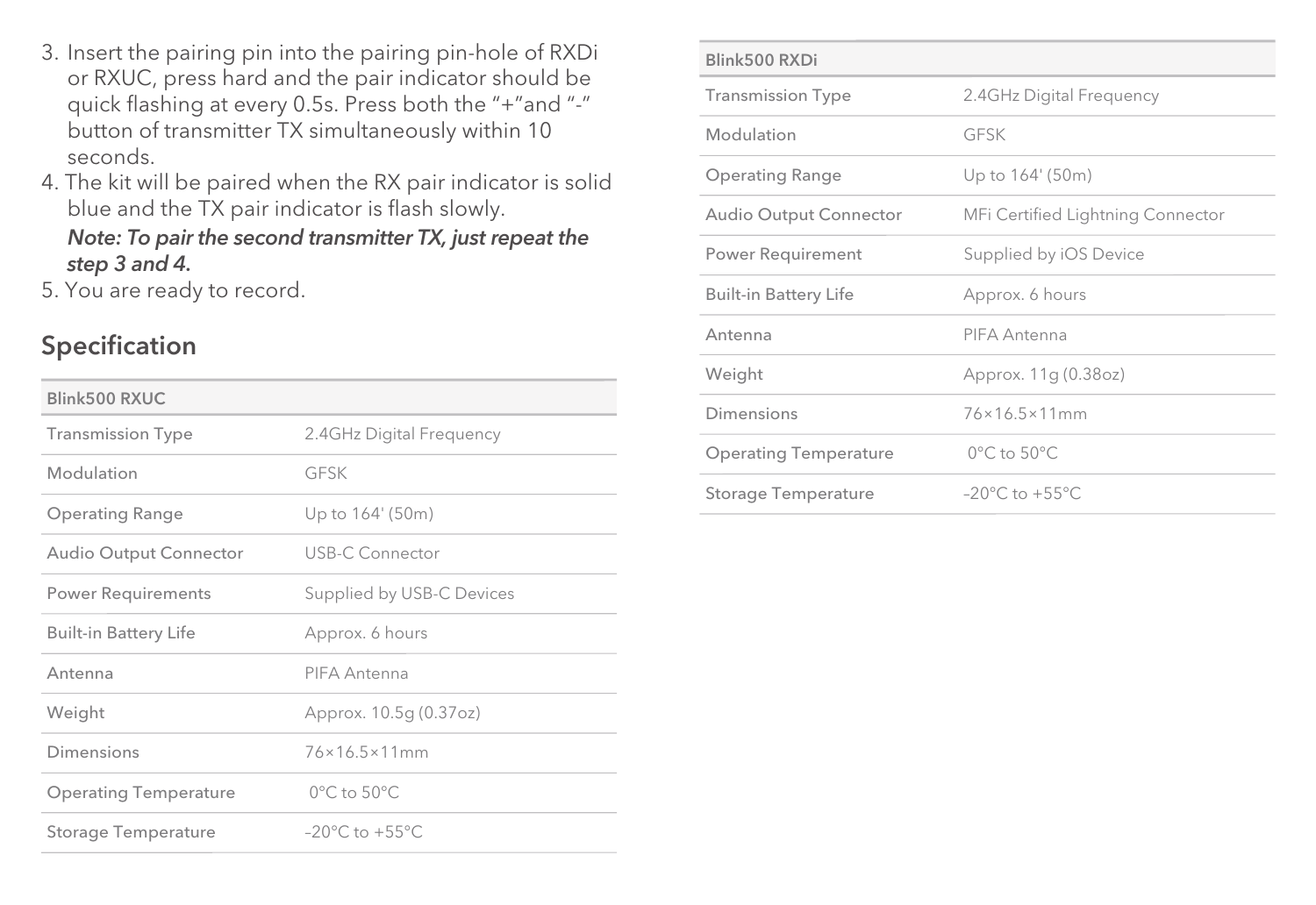3. Insert the pairing pin into the pairing pin-hole of RXDi or RXUC, press hard and the pair indicator should be quick flashing at every 0.5s. Press both the “+”and “-” button of transmitter TX simultaneously within 10 seconds.
4. The kit will be paired when the RX pair indicator is solid blue and the TX pair indicator is flash slowly.
   ***Note: To pair the second transmitter TX, just repeat the step 3 and 4.***
5. You are ready to record.

## Specification

| Blink500 RXUC | |
|---|---|
| Transmission Type | 2.4GHz Digital Frequency |
| Modulation | GFSK |
| Operating Range | Up to 164' (50m) |
| Audio Output Connector | USB-C Connector |
| Power Requirements | Supplied by USB-C Devices |
| Built-in Battery Life | Approx. 6 hours |
| Antenna | PIFA Antenna |
| Weight | Approx. 10.5g (0.37oz) |
| Dimensions | 76×16.5×11mm |
| Operating Temperature | 0°C to 50°C |
| Storage Temperature | –20°C to +55°C |

| Blink500 RXDi | |
|---|---|
| Transmission Type | 2.4GHz Digital Frequency |
| Modulation | GFSK |
| Operating Range | Up to 164' (50m) |
| Audio Output Connector | MFi Certified Lightning Connector |
| Power Requirement | Supplied by iOS Device |
| Built-in Battery Life | Approx. 6 hours |
| Antenna | PIFA Antenna |
| Weight | Approx. 11g (0.38oz) |
| Dimensions | 76×16.5×11mm |
| Operating Temperature | 0°C to 50°C |
| Storage Temperature | –20°C to +55°C |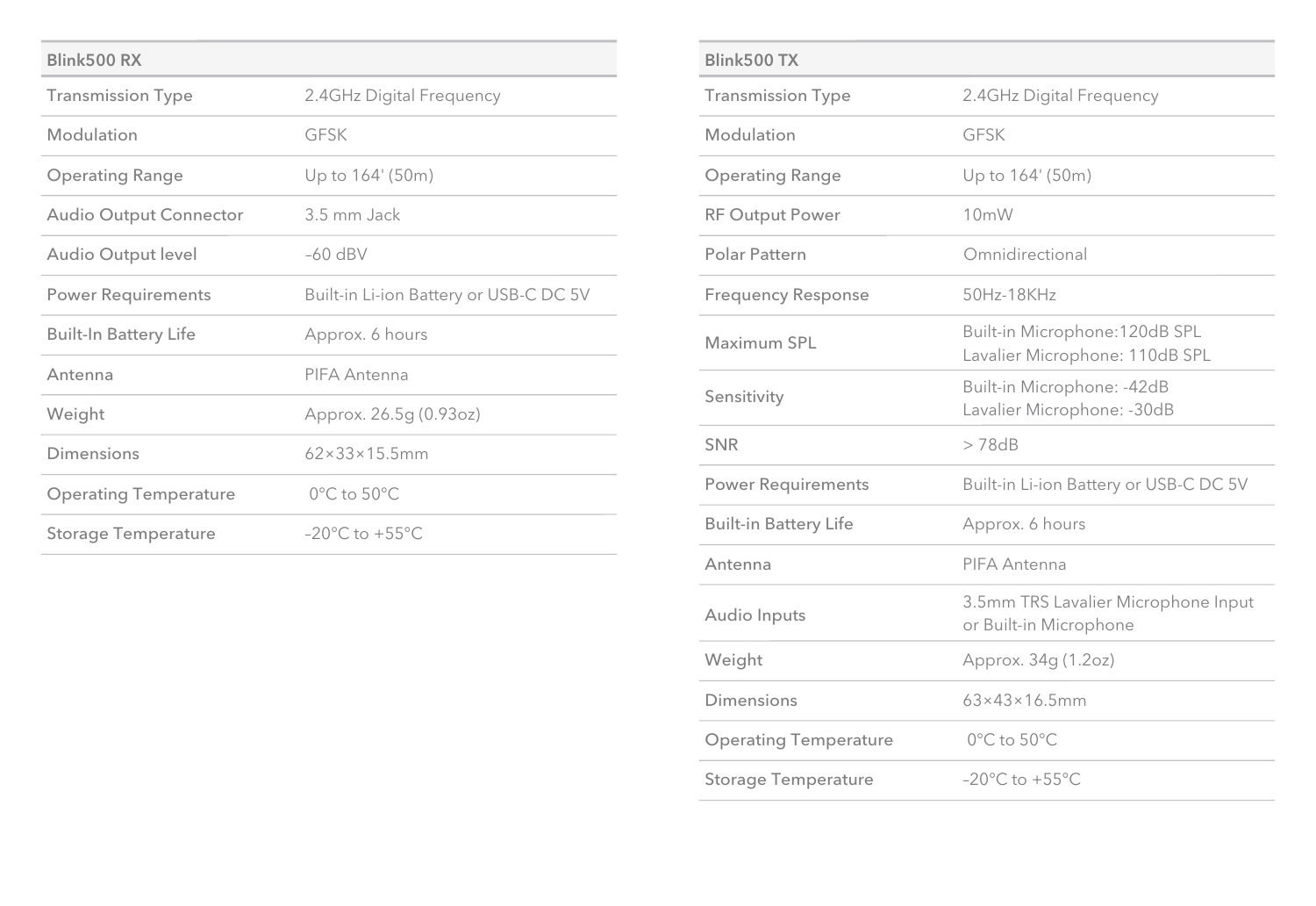| Blink500 RX | |
|---|---|
| Transmission Type | 2.4GHz Digital Frequency |
| Modulation | GFSK |
| Operating Range | Up to 164' (50m) |
| Audio Output Connector | 3.5 mm Jack |
| Audio Output level | –60 dBV |
| Power Requirements | Built-in Li-ion Battery or USB-C DC 5V |
| Built-In Battery Life | Approx. 6 hours |
| Antenna | PIFA Antenna |
| Weight | Approx. 26.5g (0.93oz) |
| Dimensions | 62×33×15.5mm |
| Operating Temperature | 0°C to 50°C |
| Storage Temperature | –20°C to +55°C |

| Blink500 TX | |
|---|---|
| Transmission Type | 2.4GHz Digital Frequency |
| Modulation | GFSK |
| Operating Range | Up to 164' (50m) |
| RF Output Power | 10mW |
| Polar Pattern | Omnidirectional |
| Frequency Response | 50Hz-18KHz |
| Maximum SPL | Built-in Microphone:120dB SPL<br>Lavalier Microphone: 110dB SPL |
| Sensitivity | Built-in Microphone: -42dB<br>Lavalier Microphone: -30dB |
| SNR | > 78dB |
| Power Requirements | Built-in Li-ion Battery or USB-C DC 5V |
| Built-in Battery Life | Approx. 6 hours |
| Antenna | PIFA Antenna |
| Audio Inputs | 3.5mm TRS Lavalier Microphone Input or Built-in Microphone |
| Weight | Approx. 34g (1.2oz) |
| Dimensions | 63×43×16.5mm |
| Operating Temperature | 0°C to 50°C |
| Storage Temperature | –20°C to +55°C |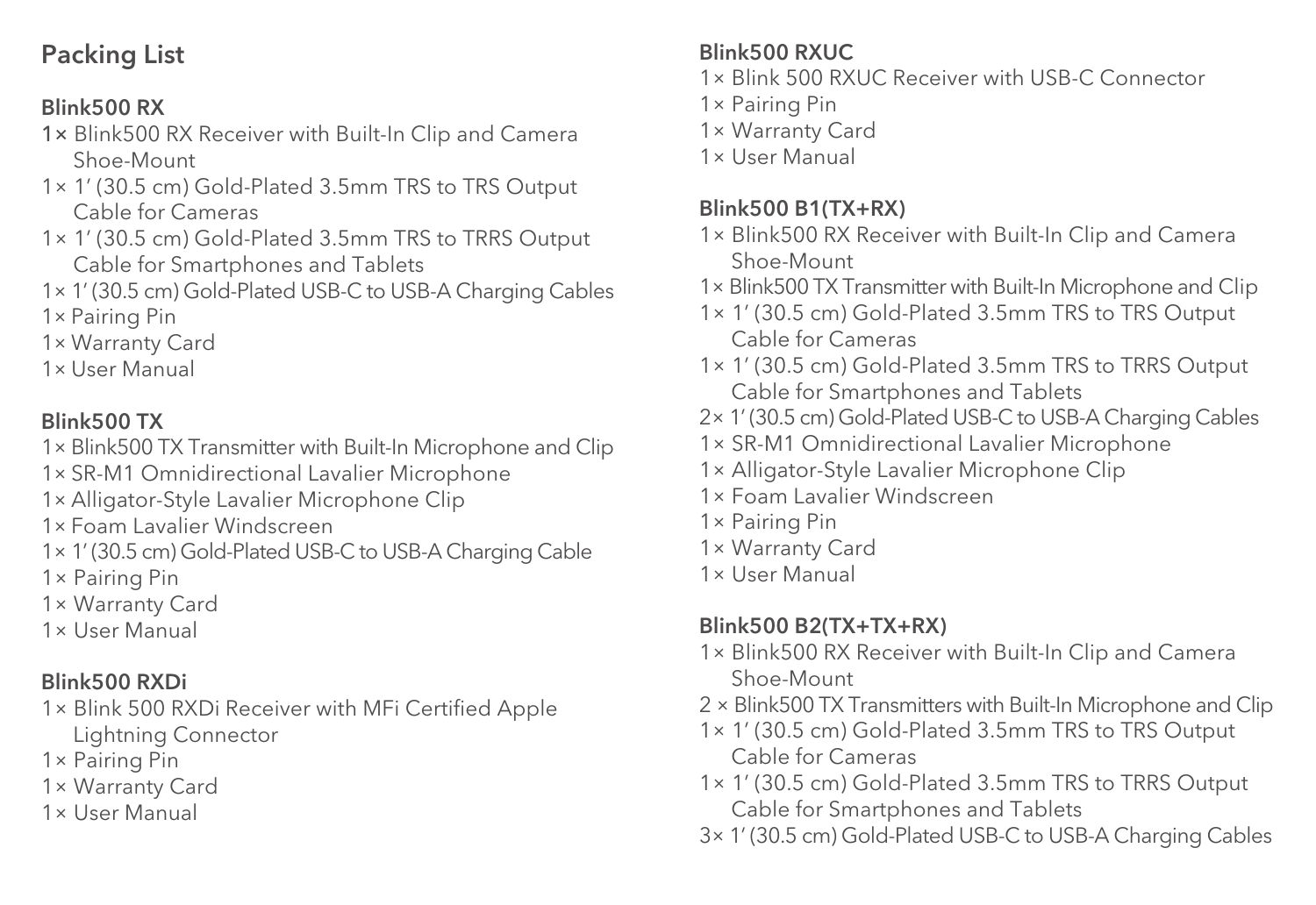## Packing List

### Blink500 RX

- 1× Blink500 RX Receiver with Built-In Clip and Camera Shoe-Mount
- 1× 1′ (30.5 cm) Gold-Plated 3.5mm TRS to TRS Output Cable for Cameras
- 1× 1′ (30.5 cm) Gold-Plated 3.5mm TRS to TRRS Output Cable for Smartphones and Tablets
- 1× 1′ (30.5 cm) Gold-Plated USB-C to USB-A Charging Cables
- 1× Pairing Pin
- 1× Warranty Card
- 1× User Manual

### Blink500 TX

- 1× Blink500 TX Transmitter with Built-In Microphone and Clip
- 1× SR-M1 Omnidirectional Lavalier Microphone
- 1× Alligator-Style Lavalier Microphone Clip
- 1× Foam Lavalier Windscreen
- 1× 1′ (30.5 cm) Gold-Plated USB-C to USB-A Charging Cable
- 1× Pairing Pin
- 1× Warranty Card
- 1× User Manual

### Blink500 RXDi

- 1× Blink 500 RXDi Receiver with MFi Certified Apple Lightning Connector
- 1× Pairing Pin
- 1× Warranty Card
- 1× User Manual

### Blink500 RXUC

- 1× Blink 500 RXUC Receiver with USB-C Connector
- 1× Pairing Pin
- 1× Warranty Card
- 1× User Manual

### Blink500 B1(TX+RX)

- 1× Blink500 RX Receiver with Built-In Clip and Camera Shoe-Mount
- 1× Blink500 TX Transmitter with Built-In Microphone and Clip
- 1× 1′ (30.5 cm) Gold-Plated 3.5mm TRS to TRS Output Cable for Cameras
- 1× 1′ (30.5 cm) Gold-Plated 3.5mm TRS to TRRS Output Cable for Smartphones and Tablets
- 2× 1′ (30.5 cm) Gold-Plated USB-C to USB-A Charging Cables
- 1× SR-M1 Omnidirectional Lavalier Microphone
- 1× Alligator-Style Lavalier Microphone Clip
- 1× Foam Lavalier Windscreen
- 1× Pairing Pin
- 1× Warranty Card
- 1× User Manual

### Blink500 B2(TX+TX+RX)

- 1× Blink500 RX Receiver with Built-In Clip and Camera Shoe-Mount
- 2 × Blink500 TX Transmitters with Built-In Microphone and Clip
- 1× 1′ (30.5 cm) Gold-Plated 3.5mm TRS to TRS Output Cable for Cameras
- 1× 1′ (30.5 cm) Gold-Plated 3.5mm TRS to TRRS Output Cable for Smartphones and Tablets
- 3× 1′ (30.5 cm) Gold-Plated USB-C to USB-A Charging Cables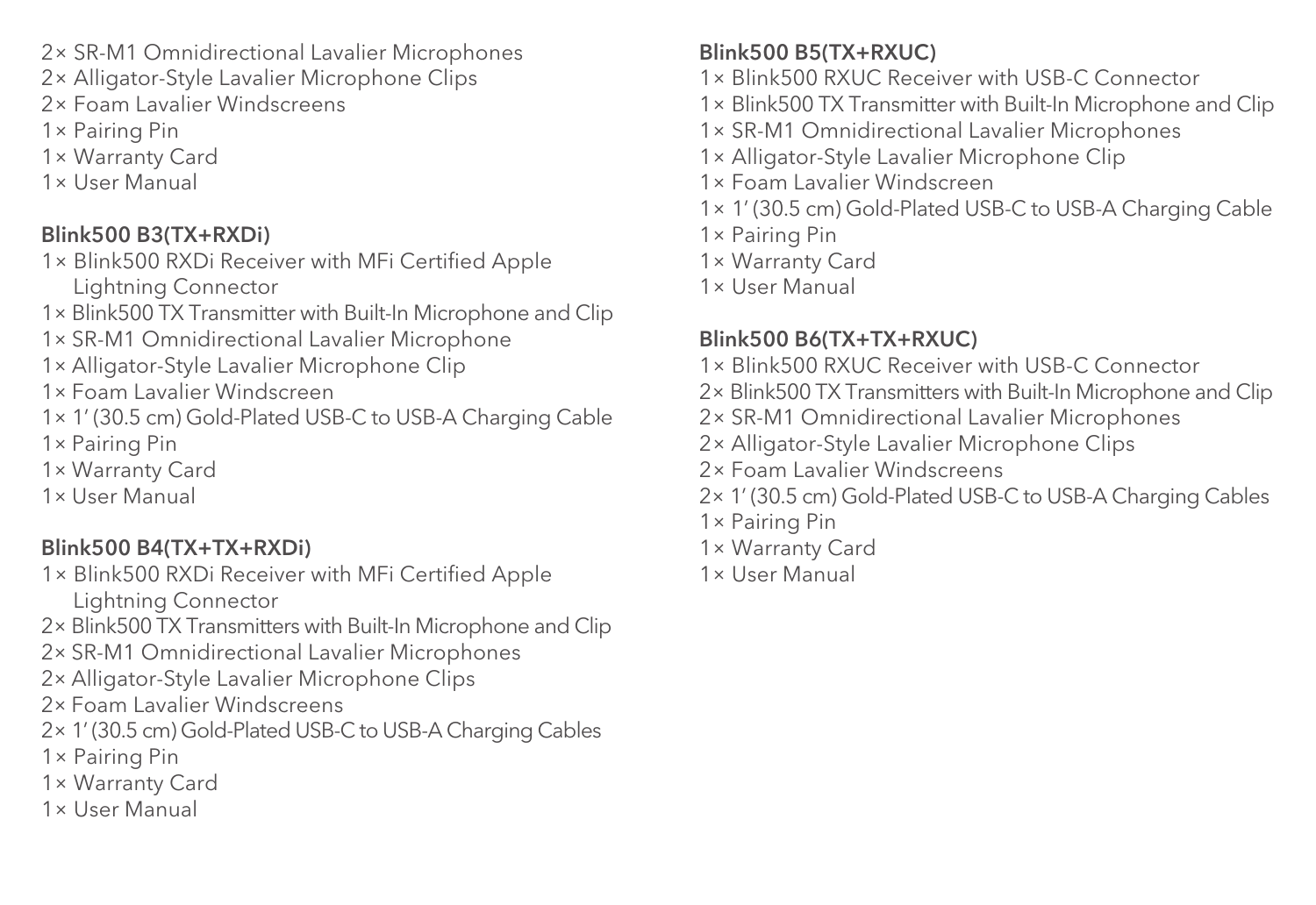- 2× SR-M1 Omnidirectional Lavalier Microphones
- 2× Alligator-Style Lavalier Microphone Clips
- 2× Foam Lavalier Windscreens
- 1× Pairing Pin
- 1× Warranty Card
- 1× User Manual

**Blink500 B3(TX+RXDi)**

- 1× Blink500 RXDi Receiver with MFi Certified Apple Lightning Connector
- 1× Blink500 TX Transmitter with Built-In Microphone and Clip
- 1× SR-M1 Omnidirectional Lavalier Microphone
- 1× Alligator-Style Lavalier Microphone Clip
- 1× Foam Lavalier Windscreen
- 1× 1′ (30.5 cm) Gold-Plated USB-C to USB-A Charging Cable
- 1× Pairing Pin
- 1× Warranty Card
- 1× User Manual

**Blink500 B4(TX+TX+RXDi)**

- 1× Blink500 RXDi Receiver with MFi Certified Apple Lightning Connector
- 2× Blink500 TX Transmitters with Built-In Microphone and Clip
- 2× SR-M1 Omnidirectional Lavalier Microphones
- 2× Alligator-Style Lavalier Microphone Clips
- 2× Foam Lavalier Windscreens
- 2× 1′ (30.5 cm) Gold-Plated USB-C to USB-A Charging Cables
- 1× Pairing Pin
- 1× Warranty Card
- 1× User Manual

**Blink500 B5(TX+RXUC)**

- 1× Blink500 RXUC Receiver with USB-C Connector
- 1× Blink500 TX Transmitter with Built-In Microphone and Clip
- 1× SR-M1 Omnidirectional Lavalier Microphones
- 1× Alligator-Style Lavalier Microphone Clip
- 1× Foam Lavalier Windscreen
- 1× 1′ (30.5 cm) Gold-Plated USB-C to USB-A Charging Cable
- 1× Pairing Pin
- 1× Warranty Card
- 1× User Manual

**Blink500 B6(TX+TX+RXUC)**

- 1× Blink500 RXUC Receiver with USB-C Connector
- 2× Blink500 TX Transmitters with Built-In Microphone and Clip
- 2× SR-M1 Omnidirectional Lavalier Microphones
- 2× Alligator-Style Lavalier Microphone Clips
- 2× Foam Lavalier Windscreens
- 2× 1′ (30.5 cm) Gold-Plated USB-C to USB-A Charging Cables
- 1× Pairing Pin
- 1× Warranty Card
- 1× User Manual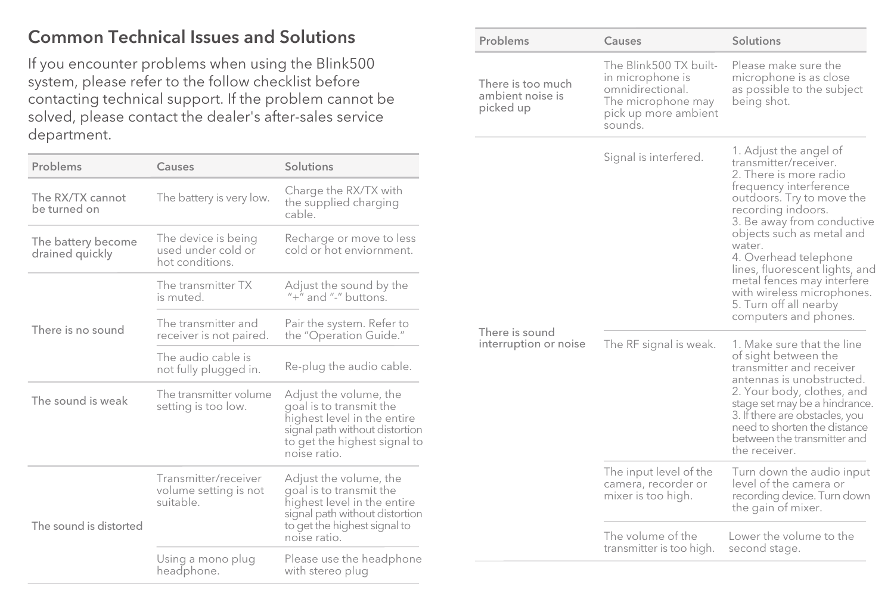## Common Technical Issues and Solutions

If you encounter problems when using the Blink500 system, please refer to the follow checklist before contacting technical support. If the problem cannot be solved, please contact the dealer's after-sales service department.

| Problems | Causes | Solutions |
| --- | --- | --- |
| The RX/TX cannot be turned on | The battery is very low. | Charge the RX/TX with the supplied charging cable. |
| The battery become drained quickly | The device is being used under cold or hot conditions. | Recharge or move to less cold or hot enviornment. |
| There is no sound | The transmitter TX is muted. | Adjust the sound by the "+" and "-" buttons. |
| | The transmitter and receiver is not paired. | Pair the system. Refer to the "Operation Guide." |
| | The audio cable is not fully plugged in. | Re-plug the audio cable. |
| The sound is weak | The transmitter volume setting is too low. | Adjust the volume, the goal is to transmit the highest level in the entire signal path without distortion to get the highest signal to noise ratio. |
| The sound is distorted | Transmitter/receiver volume setting is not suitable. | Adjust the volume, the goal is to transmit the highest level in the entire signal path without distortion to get the highest signal to noise ratio. |
| | Using a mono plug headphone. | Please use the headphone with stereo plug |
| There is too much ambient noise is picked up | The Blink500 TX built-in microphone is omnidirectional. The microphone may pick up more ambient sounds. | Please make sure the microphone is as close as possible to the subject being shot. |
| There is sound interruption or noise | Signal is interfered. | 1. Adjust the angel of transmitter/receiver. 2. There is more radio frequency interference outdoors. Try to move the recording indoors. 3. Be away from conductive objects such as metal and water. 4. Overhead telephone lines, fluorescent lights, and metal fences may interfere with wireless microphones. 5. Turn off all nearby computers and phones. |
| | The RF signal is weak. | 1. Make sure that the line of sight between the transmitter and receiver antennas is unobstructed. 2. Your body, clothes, and stage set may be a hindrance. 3. If there are obstacles, you need to shorten the distance between the transmitter and the receiver. |
| | The input level of the camera, recorder or mixer is too high. | Turn down the audio input level of the camera or recording device. Turn down the gain of mixer. |
| | The volume of the transmitter is too high. | Lower the volume to the second stage. |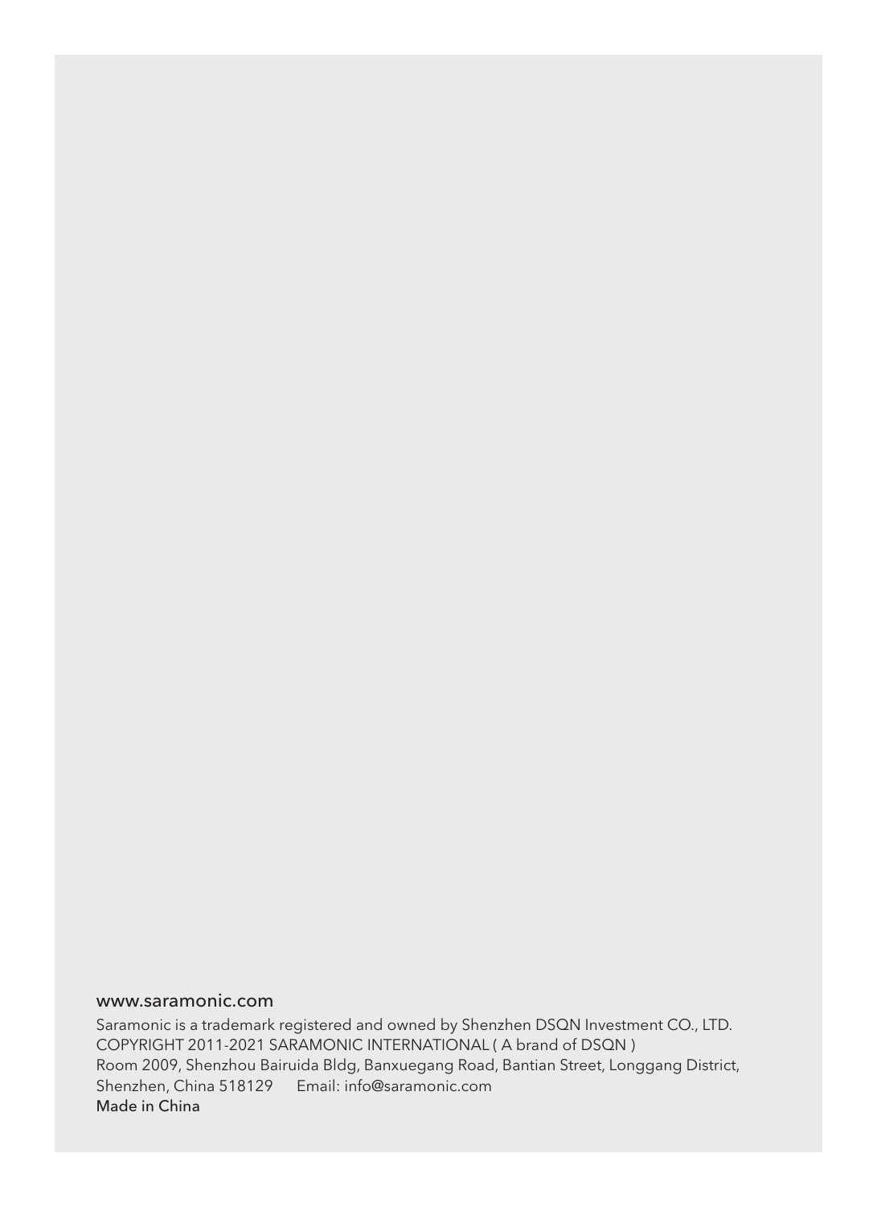www.saramonic.com

Saramonic is a trademark registered and owned by Shenzhen DSQN Investment CO., LTD.
COPYRIGHT 2011-2021 SARAMONIC INTERNATIONAL ( A brand of DSQN )
Room 2009, Shenzhou Bairuida Bldg, Banxuegang Road, Bantian Street, Longgang District,
Shenzhen, China 518129 Email: info@saramonic.com
Made in China